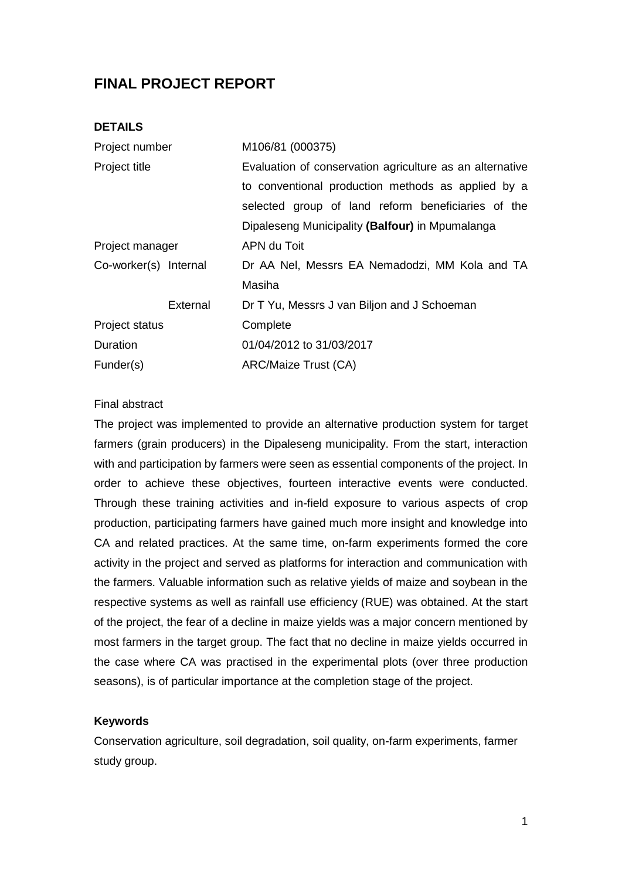# FINAL PROJECT REPORT

**DETAILS**

| | |
|---|---|
| Project number | M106/81 (000375) |
| Project title | Evaluation of conservation agriculture as an alternative to conventional production methods as applied by a selected group of land reform beneficiaries of the Dipaleseng Municipality **(Balfour)** in Mpumalanga |
| Project manager | APN du Toit |
| Co-worker(s) Internal | Dr AA Nel, Messrs EA Nemadodzi, MM Kola and TA Masiha |
| External | Dr T Yu, Messrs J van Biljon and J Schoeman |
| Project status | Complete |
| Duration | 01/04/2012 to 31/03/2017 |
| Funder(s) | ARC/Maize Trust (CA) |

Final abstract

The project was implemented to provide an alternative production system for target farmers (grain producers) in the Dipaleseng municipality. From the start, interaction with and participation by farmers were seen as essential components of the project. In order to achieve these objectives, fourteen interactive events were conducted. Through these training activities and in-field exposure to various aspects of crop production, participating farmers have gained much more insight and knowledge into CA and related practices. At the same time, on-farm experiments formed the core activity in the project and served as platforms for interaction and communication with the farmers. Valuable information such as relative yields of maize and soybean in the respective systems as well as rainfall use efficiency (RUE) was obtained. At the start of the project, the fear of a decline in maize yields was a major concern mentioned by most farmers in the target group. The fact that no decline in maize yields occurred in the case where CA was practised in the experimental plots (over three production seasons), is of particular importance at the completion stage of the project.

**Keywords**

Conservation agriculture, soil degradation, soil quality, on-farm experiments, farmer study group.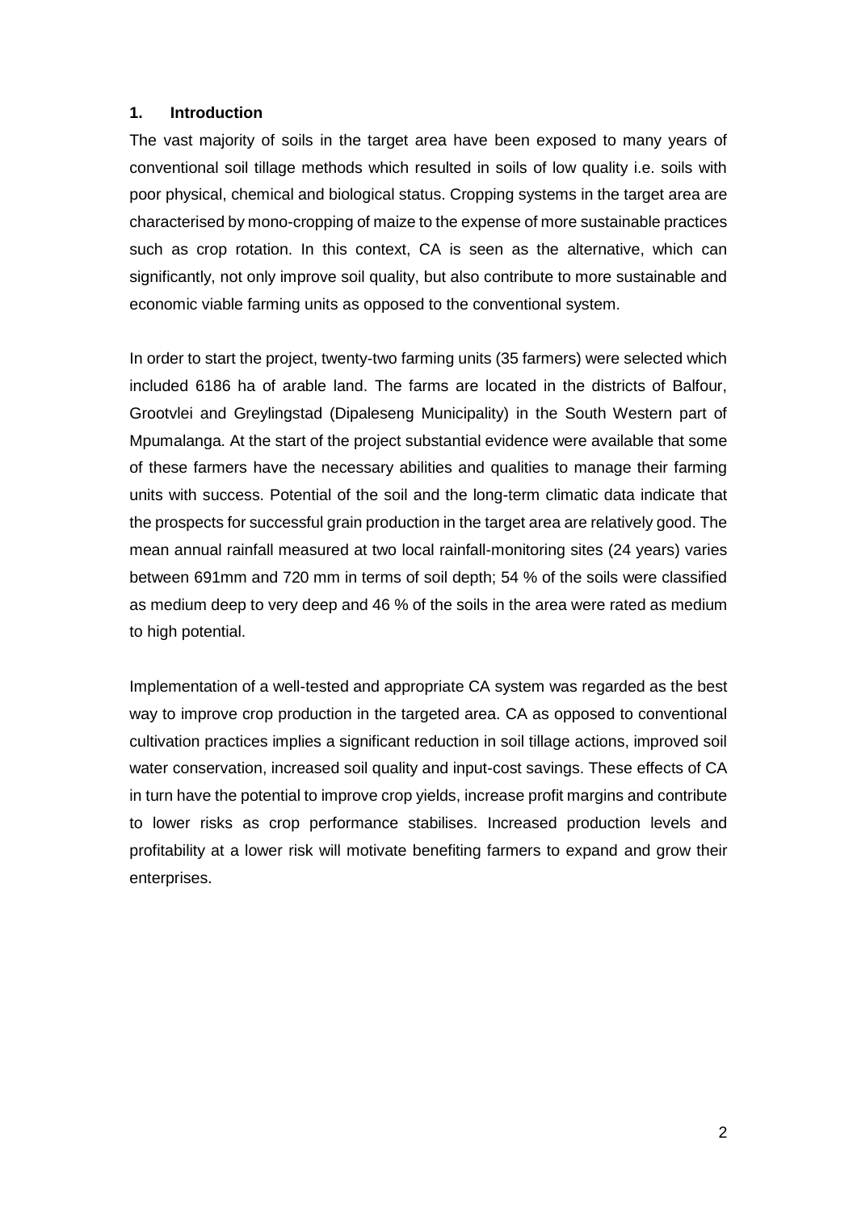## 1. Introduction

The vast majority of soils in the target area have been exposed to many years of conventional soil tillage methods which resulted in soils of low quality i.e. soils with poor physical, chemical and biological status. Cropping systems in the target area are characterised by mono-cropping of maize to the expense of more sustainable practices such as crop rotation. In this context, CA is seen as the alternative, which can significantly, not only improve soil quality, but also contribute to more sustainable and economic viable farming units as opposed to the conventional system.

In order to start the project, twenty-two farming units (35 farmers) were selected which included 6186 ha of arable land. The farms are located in the districts of Balfour, Grootvlei and Greylingstad (Dipaleseng Municipality) in the South Western part of Mpumalanga. At the start of the project substantial evidence were available that some of these farmers have the necessary abilities and qualities to manage their farming units with success. Potential of the soil and the long-term climatic data indicate that the prospects for successful grain production in the target area are relatively good. The mean annual rainfall measured at two local rainfall-monitoring sites (24 years) varies between 691mm and 720 mm in terms of soil depth; 54 % of the soils were classified as medium deep to very deep and 46 % of the soils in the area were rated as medium to high potential.

Implementation of a well-tested and appropriate CA system was regarded as the best way to improve crop production in the targeted area. CA as opposed to conventional cultivation practices implies a significant reduction in soil tillage actions, improved soil water conservation, increased soil quality and input-cost savings. These effects of CA in turn have the potential to improve crop yields, increase profit margins and contribute to lower risks as crop performance stabilises. Increased production levels and profitability at a lower risk will motivate benefiting farmers to expand and grow their enterprises.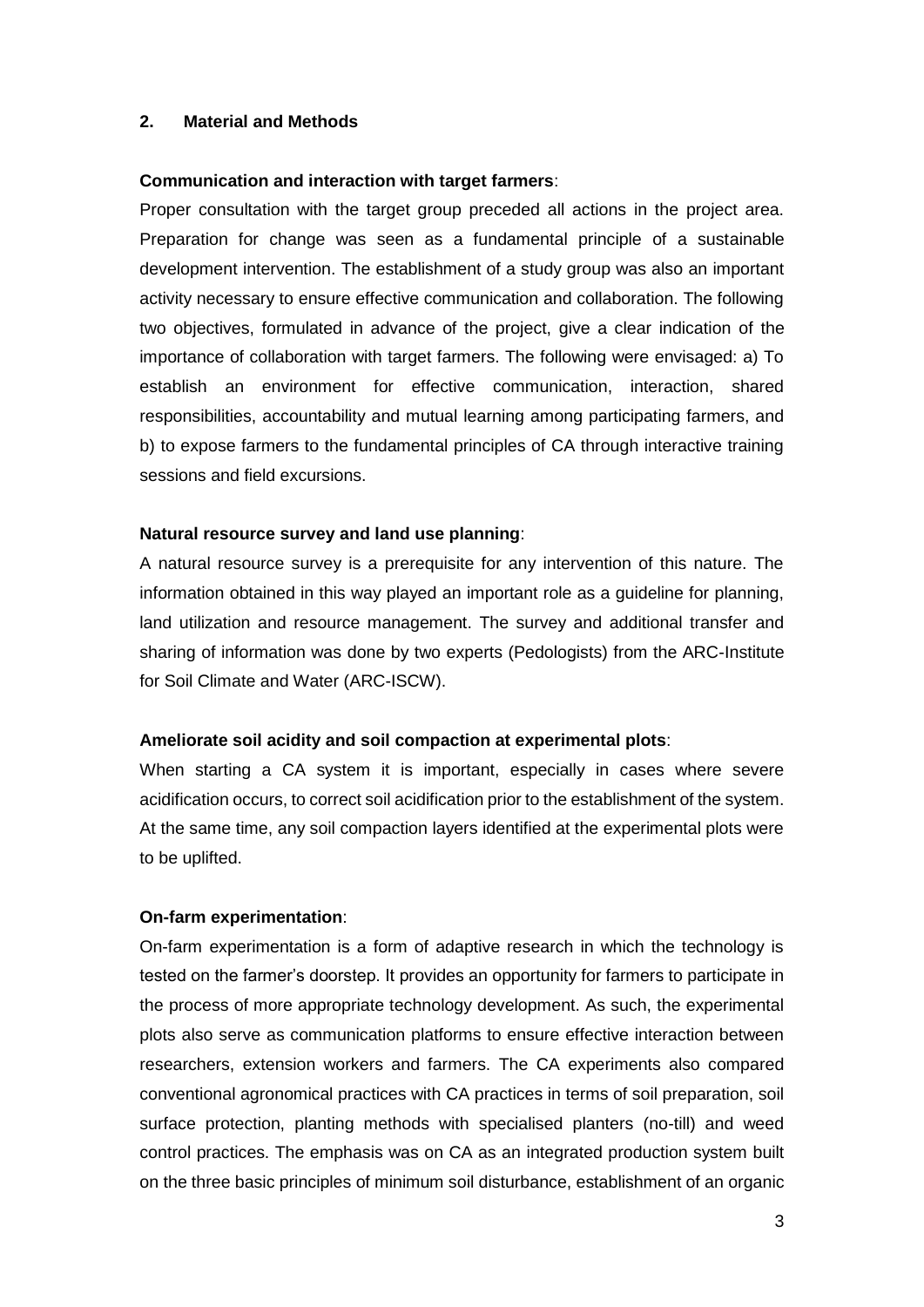## 2. Material and Methods

**Communication and interaction with target farmers**:

Proper consultation with the target group preceded all actions in the project area. Preparation for change was seen as a fundamental principle of a sustainable development intervention. The establishment of a study group was also an important activity necessary to ensure effective communication and collaboration. The following two objectives, formulated in advance of the project, give a clear indication of the importance of collaboration with target farmers. The following were envisaged: a) To establish an environment for effective communication, interaction, shared responsibilities, accountability and mutual learning among participating farmers, and b) to expose farmers to the fundamental principles of CA through interactive training sessions and field excursions.

**Natural resource survey and land use planning**:

A natural resource survey is a prerequisite for any intervention of this nature. The information obtained in this way played an important role as a guideline for planning, land utilization and resource management. The survey and additional transfer and sharing of information was done by two experts (Pedologists) from the ARC-Institute for Soil Climate and Water (ARC-ISCW).

**Ameliorate soil acidity and soil compaction at experimental plots**:

When starting a CA system it is important, especially in cases where severe acidification occurs, to correct soil acidification prior to the establishment of the system. At the same time, any soil compaction layers identified at the experimental plots were to be uplifted.

**On-farm experimentation**:

On-farm experimentation is a form of adaptive research in which the technology is tested on the farmer's doorstep. It provides an opportunity for farmers to participate in the process of more appropriate technology development. As such, the experimental plots also serve as communication platforms to ensure effective interaction between researchers, extension workers and farmers. The CA experiments also compared conventional agronomical practices with CA practices in terms of soil preparation, soil surface protection, planting methods with specialised planters (no-till) and weed control practices. The emphasis was on CA as an integrated production system built on the three basic principles of minimum soil disturbance, establishment of an organic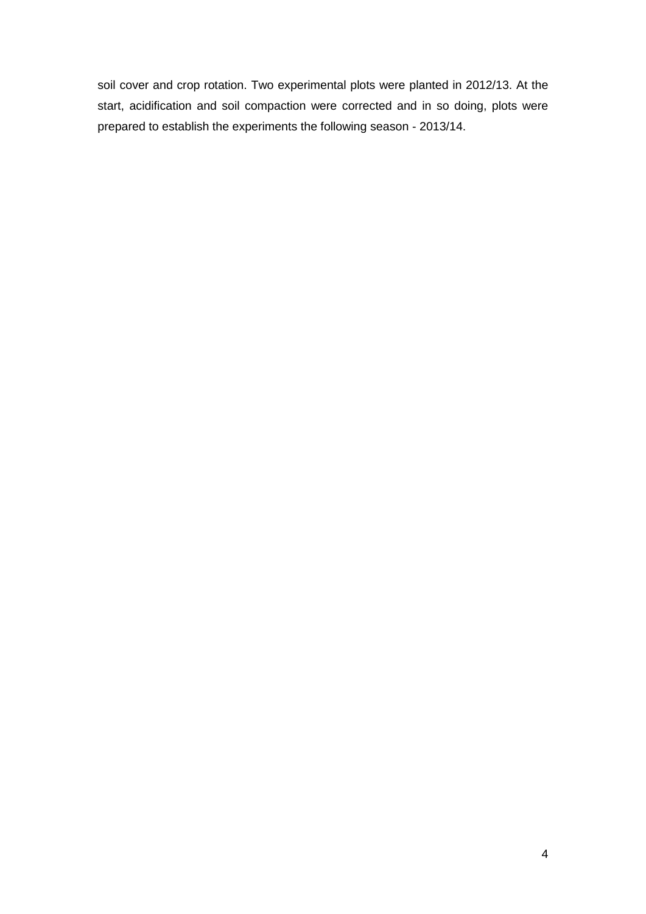soil cover and crop rotation. Two experimental plots were planted in 2012/13. At the start, acidification and soil compaction were corrected and in so doing, plots were prepared to establish the experiments the following season - 2013/14.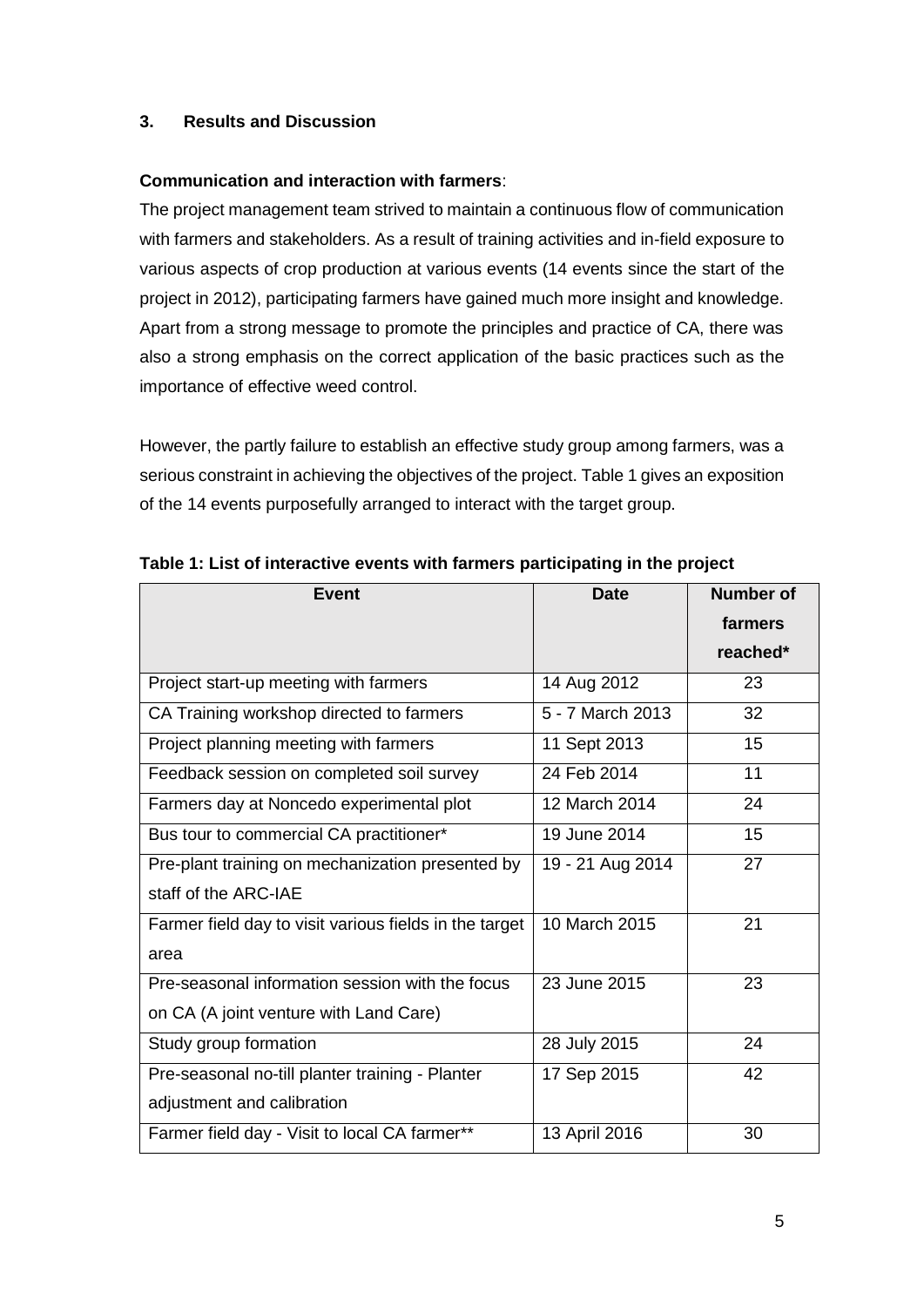## 3. Results and Discussion

**Communication and interaction with farmers**:

The project management team strived to maintain a continuous flow of communication with farmers and stakeholders. As a result of training activities and in-field exposure to various aspects of crop production at various events (14 events since the start of the project in 2012), participating farmers have gained much more insight and knowledge. Apart from a strong message to promote the principles and practice of CA, there was also a strong emphasis on the correct application of the basic practices such as the importance of effective weed control.

However, the partly failure to establish an effective study group among farmers, was a serious constraint in achieving the objectives of the project. Table 1 gives an exposition of the 14 events purposefully arranged to interact with the target group.

**Table 1: List of interactive events with farmers participating in the project**

| Event | Date | Number of farmers reached* |
|---|---|---|
| Project start-up meeting with farmers | 14 Aug 2012 | 23 |
| CA Training workshop directed to farmers | 5 - 7 March 2013 | 32 |
| Project planning meeting with farmers | 11 Sept 2013 | 15 |
| Feedback session on completed soil survey | 24 Feb 2014 | 11 |
| Farmers day at Noncedo experimental plot | 12 March 2014 | 24 |
| Bus tour to commercial CA practitioner* | 19 June 2014 | 15 |
| Pre-plant training on mechanization presented by staff of the ARC-IAE | 19 - 21 Aug 2014 | 27 |
| Farmer field day to visit various fields in the target area | 10 March 2015 | 21 |
| Pre-seasonal information session with the focus on CA (A joint venture with Land Care) | 23 June 2015 | 23 |
| Study group formation | 28 July 2015 | 24 |
| Pre-seasonal no-till planter training - Planter adjustment and calibration | 17 Sep 2015 | 42 |
| Farmer field day - Visit to local CA farmer** | 13 April 2016 | 30 |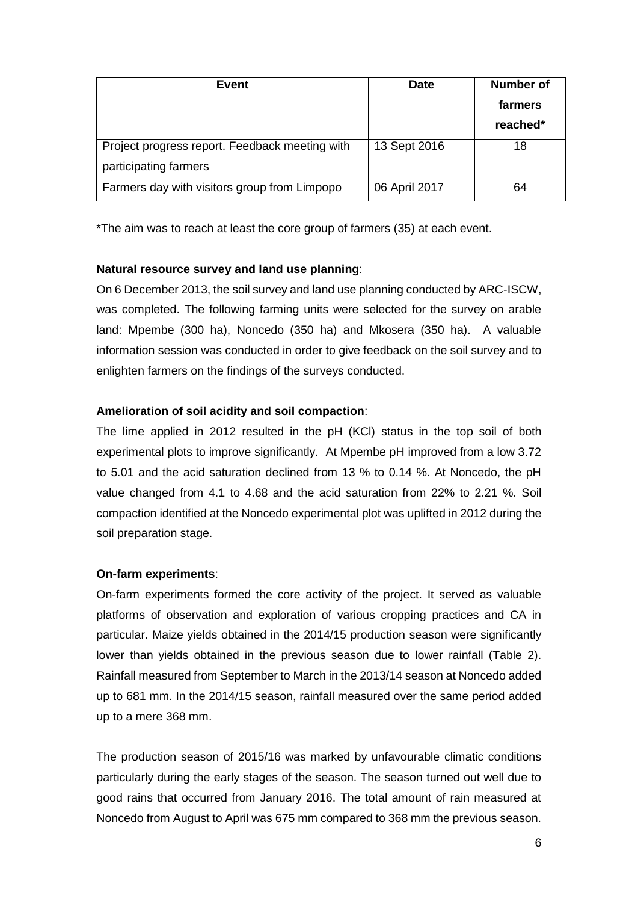| Event | Date | Number of farmers reached* |
|---|---|---|
| Project progress report. Feedback meeting with participating farmers | 13 Sept 2016 | 18 |
| Farmers day with visitors group from Limpopo | 06 April 2017 | 64 |

*The aim was to reach at least the core group of farmers (35) at each event.

**Natural resource survey and land use planning**:

On 6 December 2013, the soil survey and land use planning conducted by ARC-ISCW, was completed. The following farming units were selected for the survey on arable land: Mpembe (300 ha), Noncedo (350 ha) and Mkosera (350 ha). A valuable information session was conducted in order to give feedback on the soil survey and to enlighten farmers on the findings of the surveys conducted.

**Amelioration of soil acidity and soil compaction**:

The lime applied in 2012 resulted in the pH (KCl) status in the top soil of both experimental plots to improve significantly. At Mpembe pH improved from a low 3.72 to 5.01 and the acid saturation declined from 13 % to 0.14 %. At Noncedo, the pH value changed from 4.1 to 4.68 and the acid saturation from 22% to 2.21 %. Soil compaction identified at the Noncedo experimental plot was uplifted in 2012 during the soil preparation stage.

**On-farm experiments**:

On-farm experiments formed the core activity of the project. It served as valuable platforms of observation and exploration of various cropping practices and CA in particular. Maize yields obtained in the 2014/15 production season were significantly lower than yields obtained in the previous season due to lower rainfall (Table 2). Rainfall measured from September to March in the 2013/14 season at Noncedo added up to 681 mm. In the 2014/15 season, rainfall measured over the same period added up to a mere 368 mm.

The production season of 2015/16 was marked by unfavourable climatic conditions particularly during the early stages of the season. The season turned out well due to good rains that occurred from January 2016. The total amount of rain measured at Noncedo from August to April was 675 mm compared to 368 mm the previous season.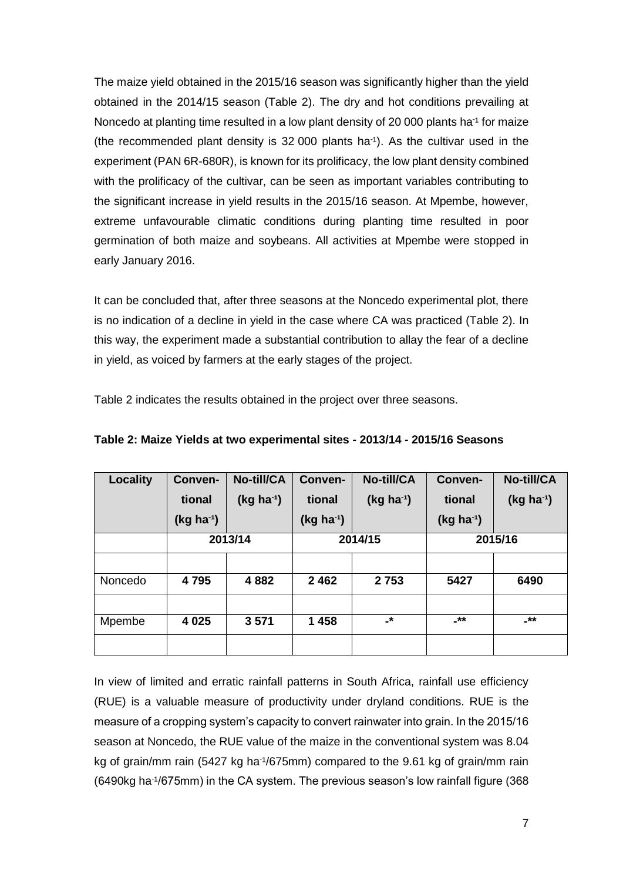The maize yield obtained in the 2015/16 season was significantly higher than the yield obtained in the 2014/15 season (Table 2). The dry and hot conditions prevailing at Noncedo at planting time resulted in a low plant density of 20 000 plants ha$^{-1}$ for maize (the recommended plant density is 32 000 plants ha$^{-1}$). As the cultivar used in the experiment (PAN 6R-680R), is known for its prolificacy, the low plant density combined with the prolificacy of the cultivar, can be seen as important variables contributing to the significant increase in yield results in the 2015/16 season. At Mpembe, however, extreme unfavourable climatic conditions during planting time resulted in poor germination of both maize and soybeans. All activities at Mpembe were stopped in early January 2016.

It can be concluded that, after three seasons at the Noncedo experimental plot, there is no indication of a decline in yield in the case where CA was practiced (Table 2). In this way, the experiment made a substantial contribution to allay the fear of a decline in yield, as voiced by farmers at the early stages of the project.

Table 2 indicates the results obtained in the project over three seasons.

**Table 2: Maize Yields at two experimental sites - 2013/14 - 2015/16 Seasons**

| Locality | Conventional (kg ha$^{-1}$) | No-till/CA (kg ha$^{-1}$) | Conventional (kg ha$^{-1}$) | No-till/CA (kg ha$^{-1}$) | Conventional (kg ha$^{-1}$) | No-till/CA (kg ha$^{-1}$) |
|---|---|---|---|---|---|---|
| | 2013/14 | | 2014/15 | | 2015/16 | |
| | | | | | | |
| Noncedo | **4 795** | **4 882** | **2 462** | **2 753** | **5427** | **6490** |
| | | | | | | |
| Mpembe | **4 025** | **3 571** | **1 458** | **-*** | **-**** | **-**** |
| | | | | | | |

In view of limited and erratic rainfall patterns in South Africa, rainfall use efficiency (RUE) is a valuable measure of productivity under dryland conditions. RUE is the measure of a cropping system's capacity to convert rainwater into grain. In the 2015/16 season at Noncedo, the RUE value of the maize in the conventional system was 8.04 kg of grain/mm rain (5427 kg ha$^{-1}$/675mm) compared to the 9.61 kg of grain/mm rain (6490kg ha$^{-1}$/675mm) in the CA system. The previous season's low rainfall figure (368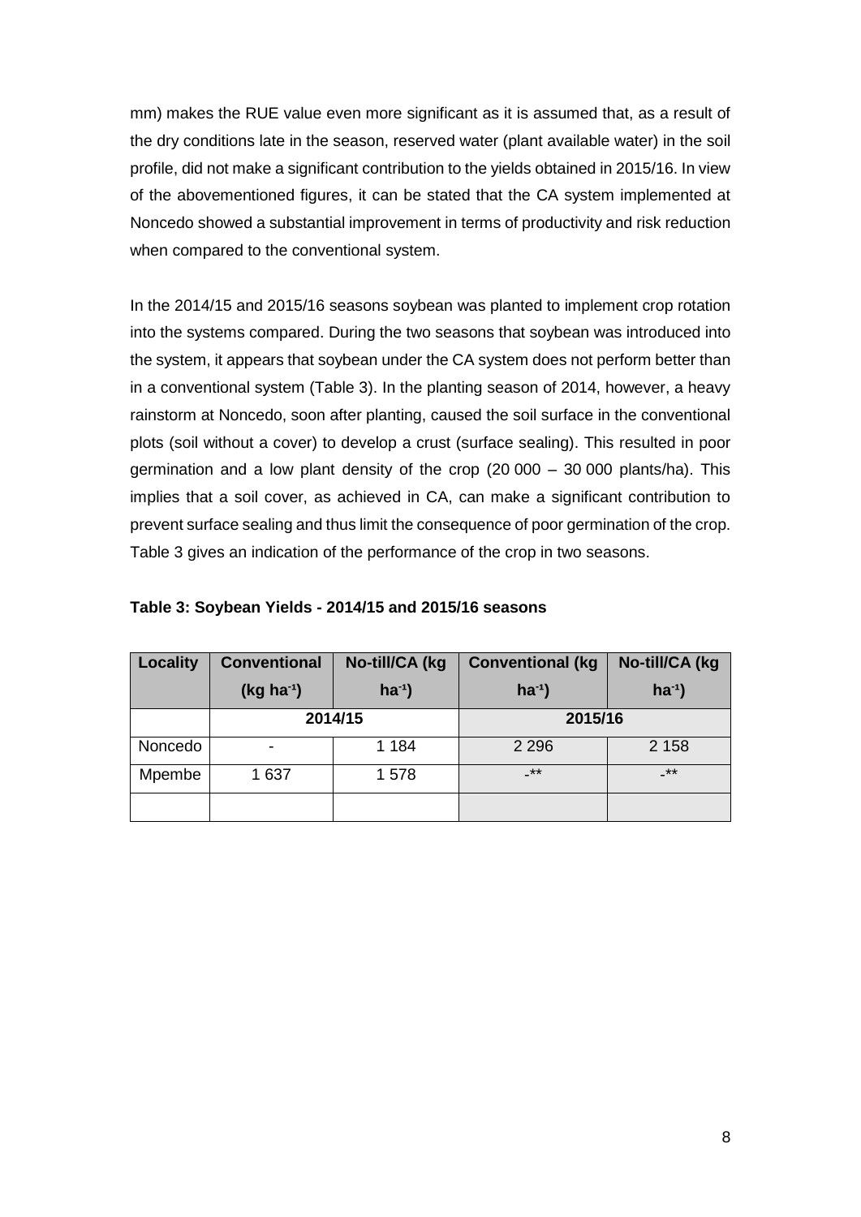mm) makes the RUE value even more significant as it is assumed that, as a result of the dry conditions late in the season, reserved water (plant available water) in the soil profile, did not make a significant contribution to the yields obtained in 2015/16. In view of the abovementioned figures, it can be stated that the CA system implemented at Noncedo showed a substantial improvement in terms of productivity and risk reduction when compared to the conventional system.

In the 2014/15 and 2015/16 seasons soybean was planted to implement crop rotation into the systems compared. During the two seasons that soybean was introduced into the system, it appears that soybean under the CA system does not perform better than in a conventional system (Table 3). In the planting season of 2014, however, a heavy rainstorm at Noncedo, soon after planting, caused the soil surface in the conventional plots (soil without a cover) to develop a crust (surface sealing). This resulted in poor germination and a low plant density of the crop (20 000 – 30 000 plants/ha). This implies that a soil cover, as achieved in CA, can make a significant contribution to prevent surface sealing and thus limit the consequence of poor germination of the crop. Table 3 gives an indication of the performance of the crop in two seasons.

**Table 3: Soybean Yields - 2014/15 and 2015/16 seasons**

| Locality | Conventional (kg $ha^{-1}$) | No-till/CA (kg $ha^{-1}$) | Conventional (kg $ha^{-1}$) | No-till/CA (kg $ha^{-1}$) |
|---|---|---|---|---|
| | 2014/15 | | 2015/16 | |
| Noncedo | - | 1 184 | 2 296 | 2 158 |
| Mpembe | 1 637 | 1 578 | -** | -** |
| | | | | |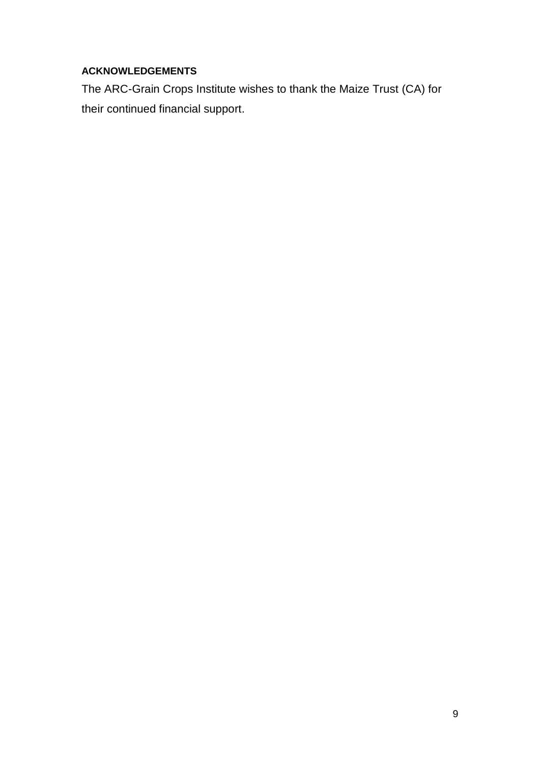## ACKNOWLEDGEMENTS

The ARC-Grain Crops Institute wishes to thank the Maize Trust (CA) for their continued financial support.